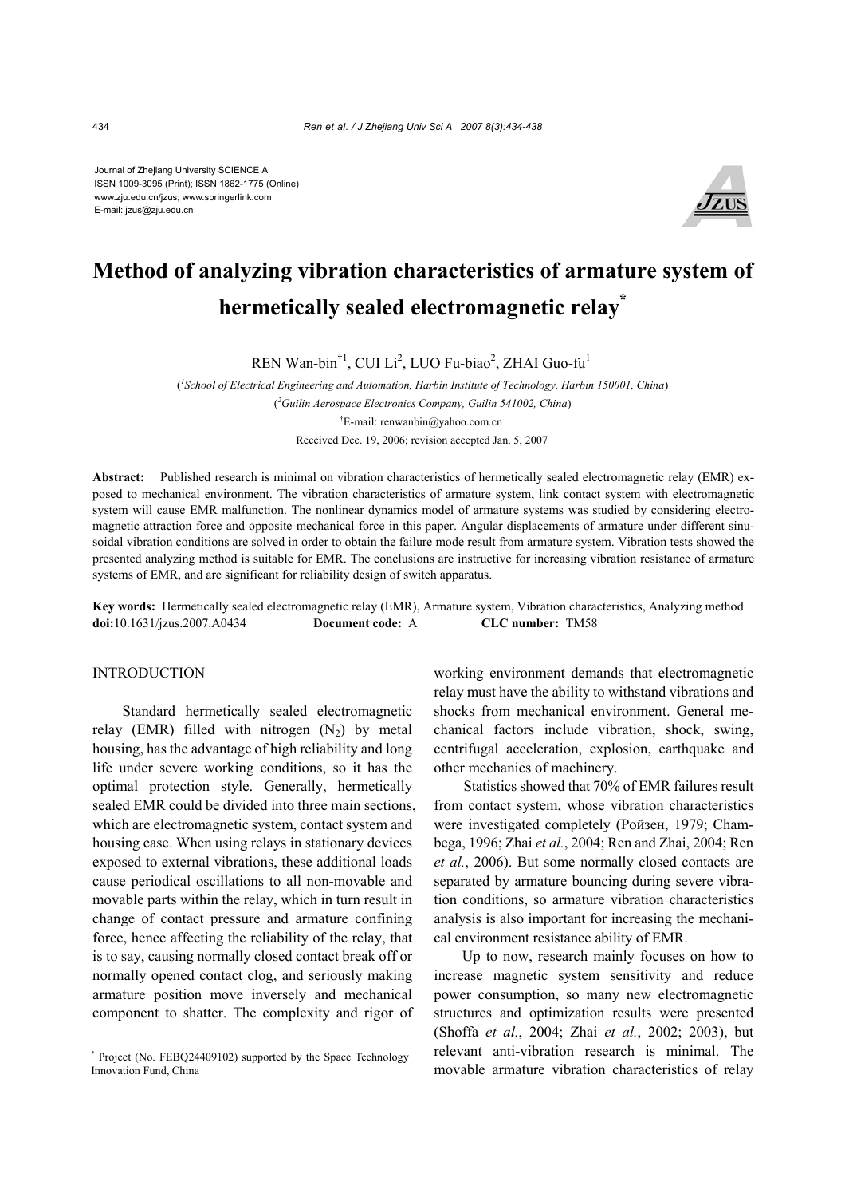Journal of Zhejiang University SCIENCE A
ISSN 1009-3095 (Print); ISSN 1862-1775 (Online)
www.zju.edu.cn/jzus; www.springerlink.com
E-mail: jzus@zju.edu.cn

# Method of analyzing vibration characteristics of armature system of hermetically sealed electromagnetic relay*

REN Wan-bin†[1], CUI Li[2], LUO Fu-biao[2], ZHAI Guo-fu[1]

([1]*School of Electrical Engineering and Automation, Harbin Institute of Technology, Harbin 150001, China*)

([2]*Guilin Aerospace Electronics Company, Guilin 541002, China*)

†E-mail: renwanbin@yahoo.com.cn

Received Dec. 19, 2006; revision accepted Jan. 5, 2007

**Abstract:** Published research is minimal on vibration characteristics of hermetically sealed electromagnetic relay (EMR) exposed to mechanical environment. The vibration characteristics of armature system, link contact system with electromagnetic system will cause EMR malfunction. The nonlinear dynamics model of armature systems was studied by considering electromagnetic attraction force and opposite mechanical force in this paper. Angular displacements of armature under different sinusoidal vibration conditions are solved in order to obtain the failure mode result from armature system. Vibration tests showed the presented analyzing method is suitable for EMR. The conclusions are instructive for increasing vibration resistance of armature systems of EMR, and are significant for reliability design of switch apparatus.

**Key words:** Hermetically sealed electromagnetic relay (EMR), Armature system, Vibration characteristics, Analyzing method
**doi:**10.1631/jzus.2007.A0434 **Document code:** A **CLC number:** TM58

## INTRODUCTION

Standard hermetically sealed electromagnetic relay (EMR) filled with nitrogen ($N_2$) by metal housing, has the advantage of high reliability and long life under severe working conditions, so it has the optimal protection style. Generally, hermetically sealed EMR could be divided into three main sections, which are electromagnetic system, contact system and housing case. When using relays in stationary devices exposed to external vibrations, these additional loads cause periodical oscillations to all non-movable and movable parts within the relay, which in turn result in change of contact pressure and armature confining force, hence affecting the reliability of the relay, that is to say, causing normally closed contact break off or normally opened contact clog, and seriously making armature position move inversely and mechanical component to shatter. The complexity and rigor of working environment demands that electromagnetic relay must have the ability to withstand vibrations and shocks from mechanical environment. General mechanical factors include vibration, shock, swing, centrifugal acceleration, explosion, earthquake and other mechanics of machinery.

Statistics showed that 70% of EMR failures result from contact system, whose vibration characteristics were investigated completely (Ройзен, 1979; Chambega, 1996; Zhai *et al.*, 2004; Ren and Zhai, 2004; Ren *et al.*, 2006). But some normally closed contacts are separated by armature bouncing during severe vibration conditions, so armature vibration characteristics analysis is also important for increasing the mechanical environment resistance ability of EMR.

Up to now, research mainly focuses on how to increase magnetic system sensitivity and reduce power consumption, so many new electromagnetic structures and optimization results were presented (Shoffa *et al.*, 2004; Zhai *et al.*, 2002; 2003), but relevant anti-vibration research is minimal. The movable armature vibration characteristics of relay

---

* Project (No. FEBQ24409102) supported by the Space Technology Innovation Fund, China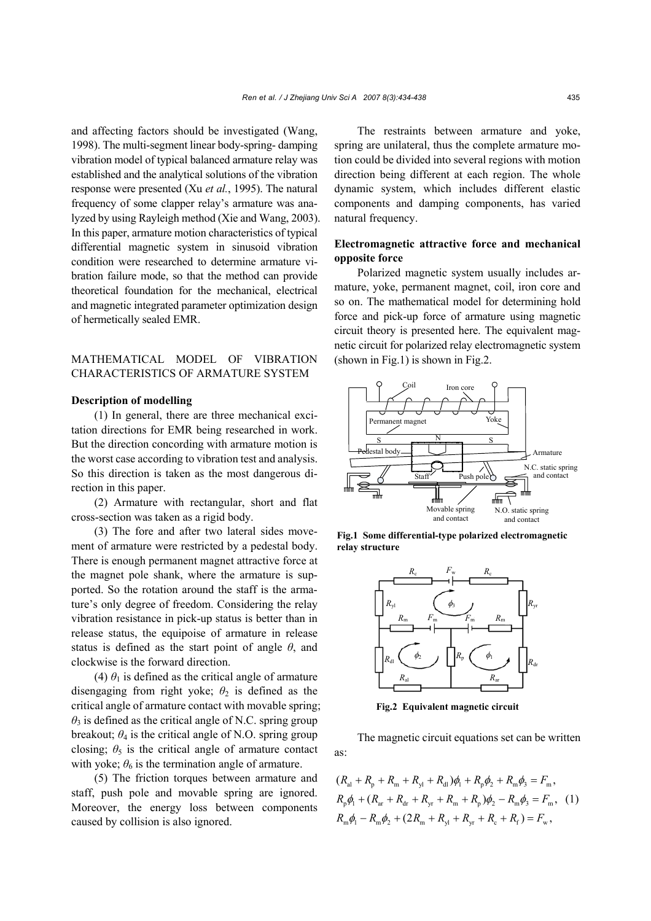and affecting factors should be investigated (Wang, 1998). The multi-segment linear body-spring- damping vibration model of typical balanced armature relay was established and the analytical solutions of the vibration response were presented (Xu *et al.*, 1995). The natural frequency of some clapper relay's armature was analyzed by using Rayleigh method (Xie and Wang, 2003). In this paper, armature motion characteristics of typical differential magnetic system in sinusoid vibration condition were researched to determine armature vibration failure mode, so that the method can provide theoretical foundation for the mechanical, electrical and magnetic integrated parameter optimization design of hermetically sealed EMR.

## MATHEMATICAL MODEL OF VIBRATION CHARACTERISTICS OF ARMATURE SYSTEM

### Description of modelling

(1) In general, there are three mechanical excitation directions for EMR being researched in work. But the direction concording with armature motion is the worst case according to vibration test and analysis. So this direction is taken as the most dangerous direction in this paper.

(2) Armature with rectangular, short and flat cross-section was taken as a rigid body.

(3) The fore and after two lateral sides movement of armature were restricted by a pedestal body. There is enough permanent magnet attractive force at the magnet pole shank, where the armature is supported. So the rotation around the staff is the armature's only degree of freedom. Considering the relay vibration resistance in pick-up status is better than in release status, the equipoise of armature in release status is defined as the start point of angle $\theta$, and clockwise is the forward direction.

(4) $\theta_1$ is defined as the critical angle of armature disengaging from right yoke; $\theta_2$ is defined as the critical angle of armature contact with movable spring; $\theta_3$ is defined as the critical angle of N.C. spring group breakout; $\theta_4$ is the critical angle of N.O. spring group closing; $\theta_5$ is the critical angle of armature contact with yoke; $\theta_6$ is the termination angle of armature.

(5) The friction torques between armature and staff, push pole and movable spring are ignored. Moreover, the energy loss between components caused by collision is also ignored.

The restraints between armature and yoke, spring are unilateral, thus the complete armature motion could be divided into several regions with motion direction being different at each region. The whole dynamic system, which includes different elastic components and damping components, has varied natural frequency.

### Electromagnetic attractive force and mechanical opposite force

Polarized magnetic system usually includes armature, yoke, permanent magnet, coil, iron core and so on. The mathematical model for determining hold force and pick-up force of armature using magnetic circuit theory is presented here. The equivalent magnetic circuit for polarized relay electromagnetic system (shown in Fig.1) is shown in Fig.2.

**Fig.1 Some differential-type polarized electromagnetic relay structure**

**Fig.2 Equivalent magnetic circuit**

The magnetic circuit equations set can be written as:

$$
\begin{aligned}
&(R_{\mathrm{al}} + R_{\mathrm{p}} + R_{\mathrm{m}} + R_{\mathrm{yl}} + R_{\mathrm{dl}})\phi_1 + R_{\mathrm{p}}\phi_2 + R_{\mathrm{m}}\phi_3 = F_{\mathrm{m}}, \\
&R_{\mathrm{p}}\phi_1 + (R_{\mathrm{ar}} + R_{\mathrm{dr}} + R_{\mathrm{yr}} + R_{\mathrm{m}} + R_{\mathrm{p}})\phi_2 - R_{\mathrm{m}}\phi_3 = F_{\mathrm{m}}, \quad (1) \\
&R_{\mathrm{m}}\phi_1 - R_{\mathrm{m}}\phi_2 + (2R_{\mathrm{m}} + R_{\mathrm{yl}} + R_{\mathrm{yr}} + R_{\mathrm{c}} + R_{\mathrm{f}}) = F_{\mathrm{w}},
\end{aligned}
$$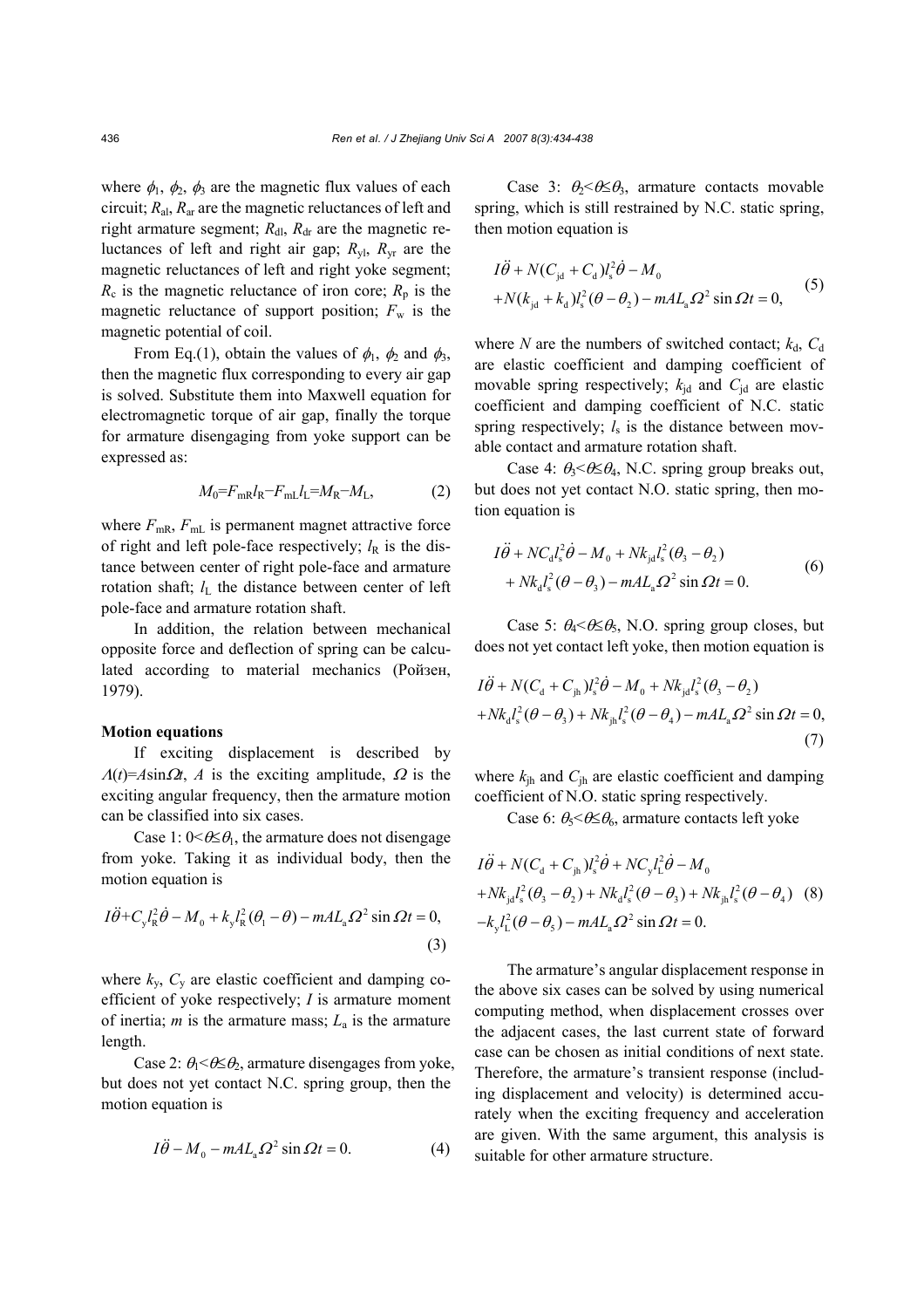where $\phi_1$, $\phi_2$, $\phi_3$ are the magnetic flux values of each circuit; $R_{\rm al}$, $R_{\rm ar}$ are the magnetic reluctances of left and right armature segment; $R_{\rm dl}$, $R_{\rm dr}$ are the magnetic reluctances of left and right air gap; $R_{\rm yl}$, $R_{\rm yr}$ are the magnetic reluctances of left and right yoke segment; $R_{\rm c}$ is the magnetic reluctance of iron core; $R_{\rm p}$ is the magnetic reluctance of support position; $F_{\rm w}$ is the magnetic potential of coil.

From Eq.(1), obtain the values of $\phi_1$, $\phi_2$ and $\phi_3$, then the magnetic flux corresponding to every air gap is solved. Substitute them into Maxwell equation for electromagnetic torque of air gap, finally the torque for armature disengaging from yoke support can be expressed as:

$$M_0=F_{\rm mR}l_{\rm R}-F_{\rm mL}l_{\rm L}=M_{\rm R}-M_{\rm L}, \tag{2}$$

where $F_{\rm mR}$, $F_{\rm mL}$ is permanent magnet attractive force of right and left pole-face respectively; $l_{\rm R}$ is the distance between center of right pole-face and armature rotation shaft; $l_{\rm L}$ the distance between center of left pole-face and armature rotation shaft.

In addition, the relation between mechanical opposite force and deflection of spring can be calculated according to material mechanics (Ройзен, 1979).

**Motion equations**

If exciting displacement is described by $\Lambda(t)=A\sin\Omega t$, $A$ is the exciting amplitude, $\Omega$ is the exciting angular frequency, then the armature motion can be classified into six cases.

Case 1: $0<\theta\leq\theta_1$, the armature does not disengage from yoke. Taking it as individual body, then the motion equation is

$$I\ddot{\theta}+C_{\rm y}l_{\rm R}^2\dot{\theta}-M_0+k_{\rm y}l_{\rm R}^2(\theta_1-\theta)-mAL_{\rm a}\Omega^2\sin\Omega t=0, \tag{3}$$

where $k_{\rm y}$, $C_{\rm y}$ are elastic coefficient and damping coefficient of yoke respectively; $I$ is armature moment of inertia; $m$ is the armature mass; $L_{\rm a}$ is the armature length.

Case 2: $\theta_1<\theta\leq\theta_2$, armature disengages from yoke, but does not yet contact N.C. spring group, then the motion equation is

$$I\ddot{\theta}-M_0-mAL_{\rm a}\Omega^2\sin\Omega t=0. \tag{4}$$

Case 3: $\theta_2<\theta\leq\theta_3$, armature contacts movable spring, which is still restrained by N.C. static spring, then motion equation is

$$\begin{aligned}&I\ddot{\theta}+N(C_{\rm jd}+C_{\rm d})l_{\rm s}^2\dot{\theta}-M_0\\&+N(k_{\rm jd}+k_{\rm d})l_{\rm s}^2(\theta-\theta_2)-mAL_{\rm a}\Omega^2\sin\Omega t=0,\end{aligned} \tag{5}$$

where $N$ are the numbers of switched contact; $k_{\rm d}$, $C_{\rm d}$ are elastic coefficient and damping coefficient of movable spring respectively; $k_{\rm jd}$ and $C_{\rm jd}$ are elastic coefficient and damping coefficient of N.C. static spring respectively; $l_{\rm s}$ is the distance between movable contact and armature rotation shaft.

Case 4: $\theta_3<\theta\leq\theta_4$, N.C. spring group breaks out, but does not yet contact N.O. static spring, then motion equation is

$$\begin{aligned}&I\ddot{\theta}+NC_{\rm d}l_{\rm s}^2\dot{\theta}-M_0+Nk_{\rm jd}l_{\rm s}^2(\theta_3-\theta_2)\\&+Nk_{\rm d}l_{\rm s}^2(\theta-\theta_3)-mAL_{\rm a}\Omega^2\sin\Omega t=0.\end{aligned} \tag{6}$$

Case 5: $\theta_4<\theta\leq\theta_5$, N.O. spring group closes, but does not yet contact left yoke, then motion equation is

$$\begin{aligned}&I\ddot{\theta}+N(C_{\rm d}+C_{\rm jh})l_{\rm s}^2\dot{\theta}-M_0+Nk_{\rm jd}l_{\rm s}^2(\theta_3-\theta_2)\\&+Nk_{\rm d}l_{\rm s}^2(\theta-\theta_3)+Nk_{\rm jh}l_{\rm s}^2(\theta-\theta_4)-mAL_{\rm a}\Omega^2\sin\Omega t=0,\end{aligned} \tag{7}$$

where $k_{\rm jh}$ and $C_{\rm jh}$ are elastic coefficient and damping coefficient of N.O. static spring respectively.

Case 6: $\theta_5<\theta\leq\theta_6$, armature contacts left yoke

$$\begin{aligned}&I\ddot{\theta}+N(C_{\rm d}+C_{\rm jh})l_{\rm s}^2\dot{\theta}+NC_{\rm y}l_{\rm L}^2\dot{\theta}-M_0\\&+Nk_{\rm jd}l_{\rm s}^2(\theta_3-\theta_2)+Nk_{\rm d}l_{\rm s}^2(\theta-\theta_3)+Nk_{\rm jh}l_{\rm s}^2(\theta-\theta_4)\\&-k_{\rm y}l_{\rm L}^2(\theta-\theta_5)-mAL_{\rm a}\Omega^2\sin\Omega t=0.\end{aligned} \tag{8}$$

The armature's angular displacement response in the above six cases can be solved by using numerical computing method, when displacement crosses over the adjacent cases, the last current state of forward case can be chosen as initial conditions of next state. Therefore, the armature's transient response (including displacement and velocity) is determined accurately when the exciting frequency and acceleration are given. With the same argument, this analysis is suitable for other armature structure.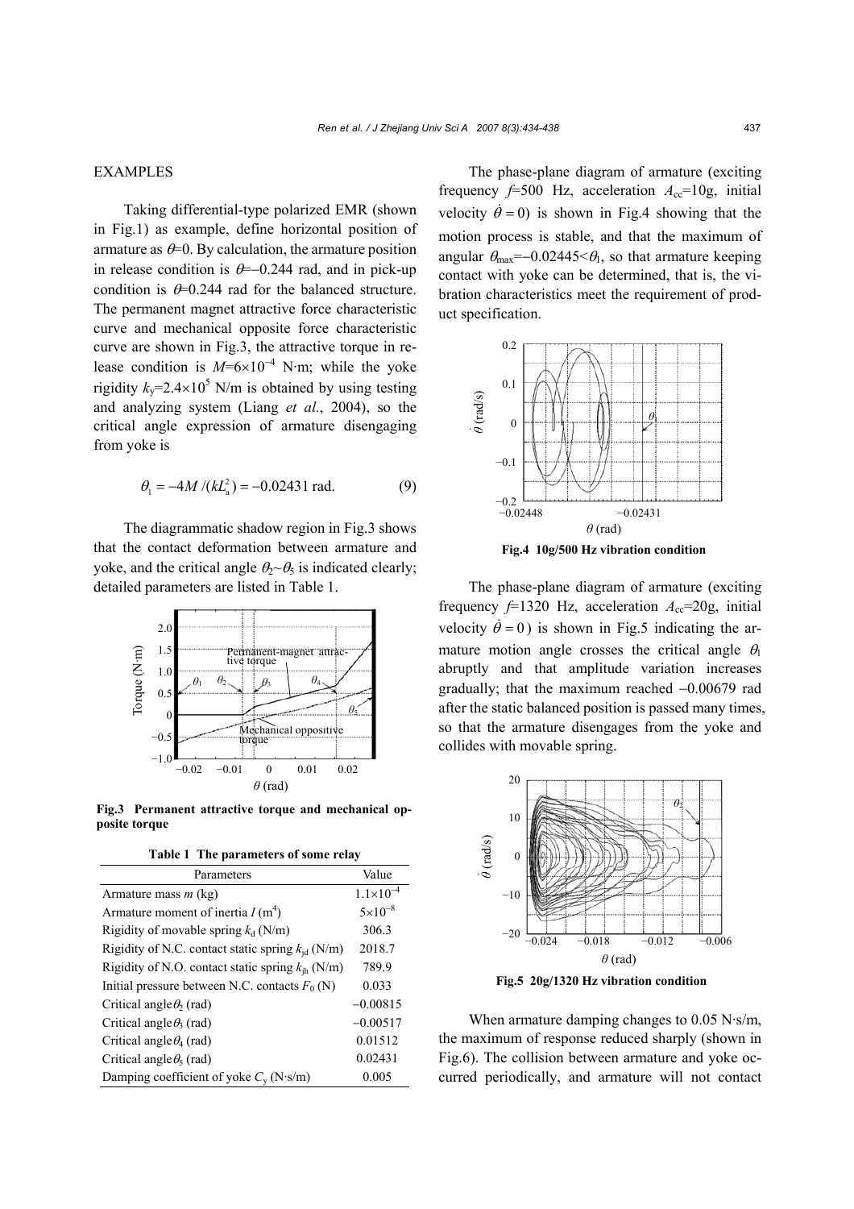EXAMPLES

Taking differential-type polarized EMR (shown in Fig.1) as example, define horizontal position of armature as $\theta$=0. By calculation, the armature position in release condition is $\theta$=−0.244 rad, and in pick-up condition is $\theta$=0.244 rad for the balanced structure. The permanent magnet attractive force characteristic curve and mechanical opposite force characteristic curve are shown in Fig.3, the attractive torque in release condition is $M$=6×10$^{-4}$ N·m; while the yoke rigidity $k_y$=2.4×10$^5$ N/m is obtained by using testing and analyzing system (Liang *et al.*, 2004), so the critical angle expression of armature disengaging from yoke is

$$\theta_1 = -4M/(kL_a^2) = -0.02431 \text{ rad}. \tag{9}$$

The diagrammatic shadow region in Fig.3 shows that the contact deformation between armature and yoke, and the critical angle $\theta_2$~$\theta_5$ is indicated clearly; detailed parameters are listed in Table 1.

**Fig.3 Permanent attractive torque and mechanical opposite torque**

**Table 1 The parameters of some relay**

| Parameters | Value |
|---|---|
| Armature mass $m$ (kg) | 1.1×10$^{-4}$ |
| Armature moment of inertia $I$ (m$^4$) | 5×10$^{-8}$ |
| Rigidity of movable spring $k_d$ (N/m) | 306.3 |
| Rigidity of N.C. contact static spring $k_{jd}$ (N/m) | 2018.7 |
| Rigidity of N.O. contact static spring $k_{jh}$ (N/m) | 789.9 |
| Initial pressure between N.C. contacts $F_0$ (N) | 0.033 |
| Critical angle $\theta_2$ (rad) | −0.00815 |
| Critical angle $\theta_3$ (rad) | −0.00517 |
| Critical angle $\theta_4$ (rad) | 0.01512 |
| Critical angle $\theta_5$ (rad) | 0.02431 |
| Damping coefficient of yoke $C_y$ (N·s/m) | 0.005 |

The phase-plane diagram of armature (exciting frequency $f$=500 Hz, acceleration $A_{cc}$=10g, initial velocity $\dot{\theta}=0$) is shown in Fig.4 showing that the motion process is stable, and that the maximum of angular $\theta_{max}$=−0.02445<$\theta_1$, so that armature keeping contact with yoke can be determined, that is, the vibration characteristics meet the requirement of product specification.

**Fig.4 10g/500 Hz vibration condition**

The phase-plane diagram of armature (exciting frequency $f$=1320 Hz, acceleration $A_{cc}$=20g, initial velocity $\dot{\theta}=0$) is shown in Fig.5 indicating the armature motion angle crosses the critical angle $\theta_1$ abruptly and that amplitude variation increases gradually; that the maximum reached −0.00679 rad after the static balanced position is passed many times, so that the armature disengages from the yoke and collides with movable spring.

**Fig.5 20g/1320 Hz vibration condition**

When armature damping changes to 0.05 N·s/m, the maximum of response reduced sharply (shown in Fig.6). The collision between armature and yoke occurred periodically, and armature will not contact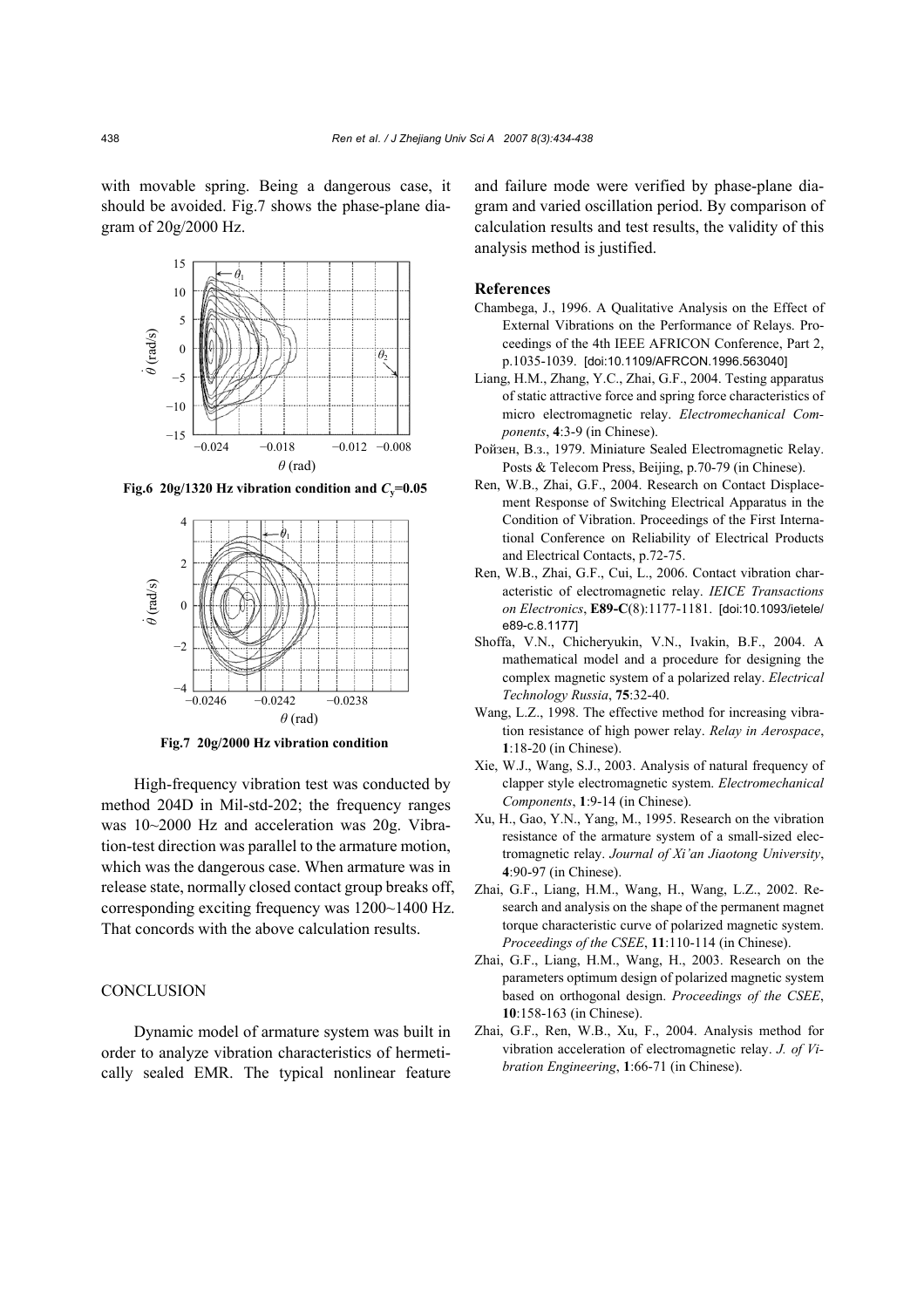with movable spring. Being a dangerous case, it should be avoided. Fig.7 shows the phase-plane diagram of 20g/2000 Hz.

15
10
5
0
−5
−10
−15
$\dot{\theta}$ (rad/s)
$\theta_1$
$\theta_2$
−0.024 −0.018 −0.012 −0.008
$\theta$ (rad)

**Fig.6 20g/1320 Hz vibration condition and $C_y$=0.05**

4
2
0
−2
−4
$\dot{\theta}$ (rad/s)
$\theta_1$
−0.0246 −0.0242 −0.0238
$\theta$ (rad)

**Fig.7 20g/2000 Hz vibration condition**

High-frequency vibration test was conducted by method 204D in Mil-std-202; the frequency ranges was 10~2000 Hz and acceleration was 20g. Vibration-test direction was parallel to the armature motion, which was the dangerous case. When armature was in release state, normally closed contact group breaks off, corresponding exciting frequency was 1200~1400 Hz. That concords with the above calculation results.

## CONCLUSION

Dynamic model of armature system was built in order to analyze vibration characteristics of hermetically sealed EMR. The typical nonlinear feature and failure mode were verified by phase-plane diagram and varied oscillation period. By comparison of calculation results and test results, the validity of this analysis method is justified.

## References

Chambega, J., 1996. A Qualitative Analysis on the Effect of External Vibrations on the Performance of Relays. Proceedings of the 4th IEEE AFRICON Conference, Part 2, p.1035-1039. [doi:10.1109/AFRCON.1996.563040]

Liang, H.M., Zhang, Y.C., Zhai, G.F., 2004. Testing apparatus of static attractive force and spring force characteristics of micro electromagnetic relay. *Electromechanical Components*, **4**:3-9 (in Chinese).

Ройзен, В.з., 1979. Miniature Sealed Electromagnetic Relay. Posts & Telecom Press, Beijing, p.70-79 (in Chinese).

Ren, W.B., Zhai, G.F., 2004. Research on Contact Displacement Response of Switching Electrical Apparatus in the Condition of Vibration. Proceedings of the First International Conference on Reliability of Electrical Products and Electrical Contacts, p.72-75.

Ren, W.B., Zhai, G.F., Cui, L., 2006. Contact vibration characteristic of electromagnetic relay. *IEICE Transactions on Electronics*, **E89-C**(8):1177-1181. [doi:10.1093/ietele/e89-c.8.1177]

Shoffa, V.N., Chicheryukin, V.N., Ivakin, B.F., 2004. A mathematical model and a procedure for designing the complex magnetic system of a polarized relay. *Electrical Technology Russia*, **75**:32-40.

Wang, L.Z., 1998. The effective method for increasing vibration resistance of high power relay. *Relay in Aerospace*, **1**:18-20 (in Chinese).

Xie, W.J., Wang, S.J., 2003. Analysis of natural frequency of clapper style electromagnetic system. *Electromechanical Components*, **1**:9-14 (in Chinese).

Xu, H., Gao, Y.N., Yang, M., 1995. Research on the vibration resistance of the armature system of a small-sized electromagnetic relay. *Journal of Xi'an Jiaotong University*, **4**:90-97 (in Chinese).

Zhai, G.F., Liang, H.M., Wang, H., Wang, L.Z., 2002. Research and analysis on the shape of the permanent magnet torque characteristic curve of polarized magnetic system. *Proceedings of the CSEE*, **11**:110-114 (in Chinese).

Zhai, G.F., Liang, H.M., Wang, H., 2003. Research on the parameters optimum design of polarized magnetic system based on orthogonal design. *Proceedings of the CSEE*, **10**:158-163 (in Chinese).

Zhai, G.F., Ren, W.B., Xu, F., 2004. Analysis method for vibration acceleration of electromagnetic relay. *J. of Vibration Engineering*, **1**:66-71 (in Chinese).